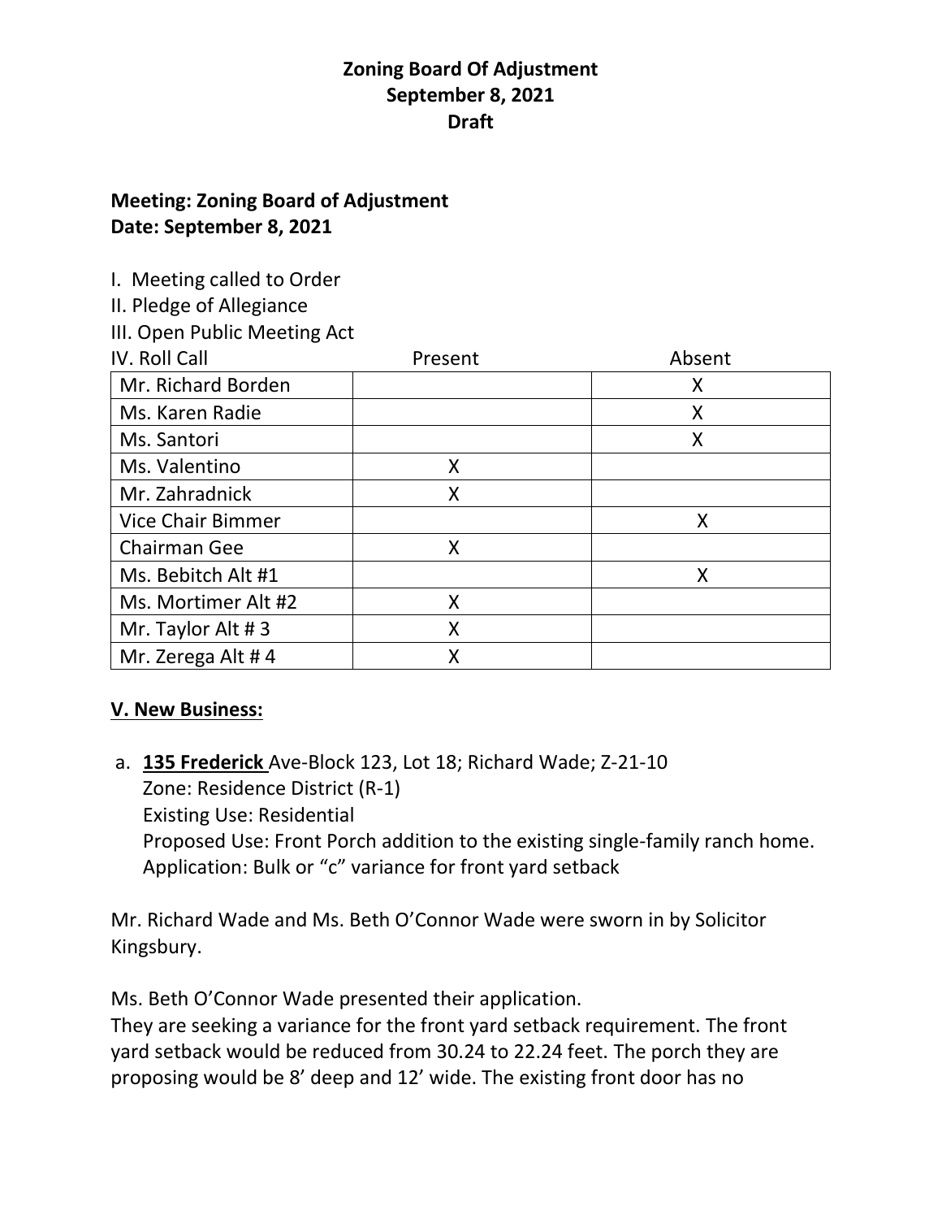**Zoning Board Of Adjustment**
**September 8, 2021**
**Draft**

**Meeting: Zoning Board of Adjustment**
**Date: September 8, 2021**

I. Meeting called to Order
II. Pledge of Allegiance
III. Open Public Meeting Act
IV. Roll Call

| | Present | Absent |
|---|---|---|
| Mr. Richard Borden | | X |
| Ms. Karen Radie | | X |
| Ms. Santori | | X |
| Ms. Valentino | X | |
| Mr. Zahradnick | X | |
| Vice Chair Bimmer | | X |
| Chairman Gee | X | |
| Ms. Bebitch Alt #1 | | X |
| Ms. Mortimer Alt #2 | X | |
| Mr. Taylor Alt # 3 | X | |
| Mr. Zerega Alt # 4 | X | |

**V. New Business:**

a. **135 Frederick** Ave-Block 123, Lot 18; Richard Wade; Z-21-10
Zone: Residence District (R-1)
Existing Use: Residential
Proposed Use: Front Porch addition to the existing single-family ranch home.
Application: Bulk or "c" variance for front yard setback

Mr. Richard Wade and Ms. Beth O'Connor Wade were sworn in by Solicitor Kingsbury.

Ms. Beth O'Connor Wade presented their application.
They are seeking a variance for the front yard setback requirement. The front yard setback would be reduced from 30.24 to 22.24 feet. The porch they are proposing would be 8' deep and 12' wide. The existing front door has no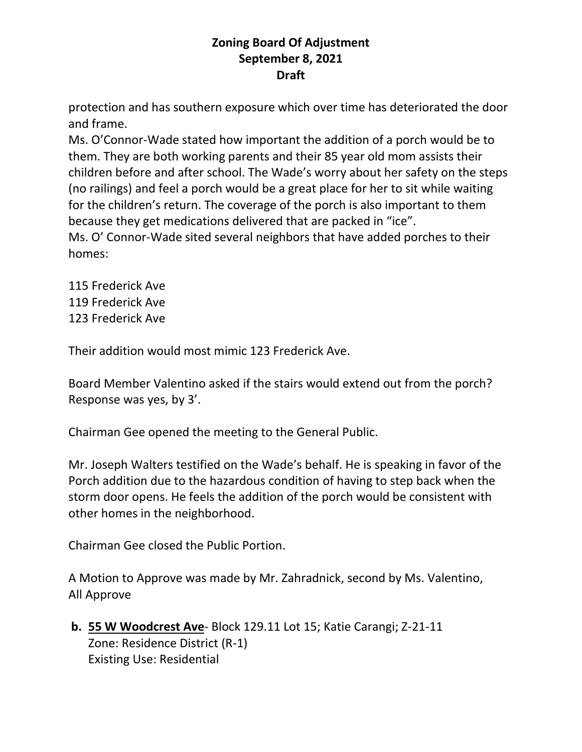protection and has southern exposure which over time has deteriorated the door and frame.
Ms. O'Connor-Wade stated how important the addition of a porch would be to them. They are both working parents and their 85 year old mom assists their children before and after school. The Wade's worry about her safety on the steps (no railings) and feel a porch would be a great place for her to sit while waiting for the children's return. The coverage of the porch is also important to them because they get medications delivered that are packed in "ice".
Ms. O' Connor-Wade sited several neighbors that have added porches to their homes:

115 Frederick Ave
119 Frederick Ave
123 Frederick Ave

Their addition would most mimic 123 Frederick Ave.

Board Member Valentino asked if the stairs would extend out from the porch? Response was yes, by 3'.

Chairman Gee opened the meeting to the General Public.

Mr. Joseph Walters testified on the Wade's behalf. He is speaking in favor of the Porch addition due to the hazardous condition of having to step back when the storm door opens. He feels the addition of the porch would be consistent with other homes in the neighborhood.

Chairman Gee closed the Public Portion.

A Motion to Approve was made by Mr. Zahradnick, second by Ms. Valentino, All Approve

**b. 55 W Woodcrest Ave**- Block 129.11 Lot 15; Katie Carangi; Z-21-11
Zone: Residence District (R-1)
Existing Use: Residential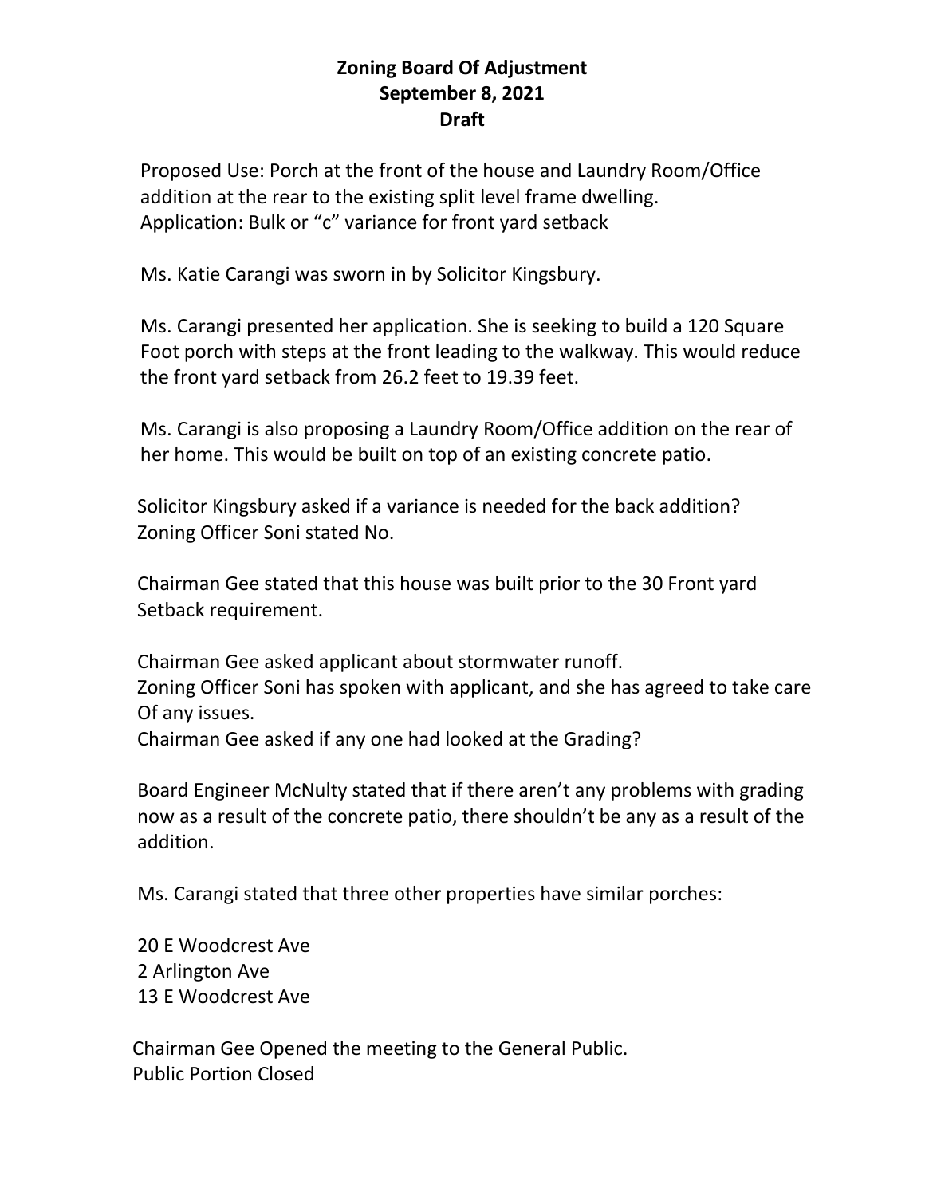**Zoning Board Of Adjustment**
**September 8, 2021**
**Draft**

Proposed Use: Porch at the front of the house and Laundry Room/Office addition at the rear to the existing split level frame dwelling.
Application: Bulk or "c" variance for front yard setback

Ms. Katie Carangi was sworn in by Solicitor Kingsbury.

Ms. Carangi presented her application. She is seeking to build a 120 Square Foot porch with steps at the front leading to the walkway. This would reduce the front yard setback from 26.2 feet to 19.39 feet.

Ms. Carangi is also proposing a Laundry Room/Office addition on the rear of her home. This would be built on top of an existing concrete patio.

Solicitor Kingsbury asked if a variance is needed for the back addition?
Zoning Officer Soni stated No.

Chairman Gee stated that this house was built prior to the 30 Front yard Setback requirement.

Chairman Gee asked applicant about stormwater runoff.
Zoning Officer Soni has spoken with applicant, and she has agreed to take care Of any issues.
Chairman Gee asked if any one had looked at the Grading?

Board Engineer McNulty stated that if there aren't any problems with grading now as a result of the concrete patio, there shouldn't be any as a result of the addition.

Ms. Carangi stated that three other properties have similar porches:

20 E Woodcrest Ave
2 Arlington Ave
13 E Woodcrest Ave

Chairman Gee Opened the meeting to the General Public.
Public Portion Closed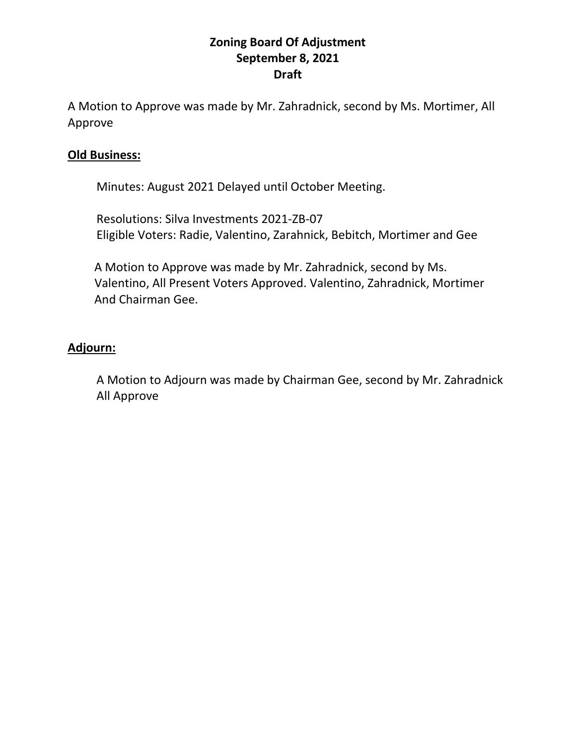**Zoning Board Of Adjustment**
**September 8, 2021**
**Draft**

A Motion to Approve was made by Mr. Zahradnick, second by Ms. Mortimer, All Approve

**<u>Old Business:</u>**

Minutes: August 2021 Delayed until October Meeting.

Resolutions: Silva Investments 2021-ZB-07
Eligible Voters: Radie, Valentino, Zarahnick, Bebitch, Mortimer and Gee

A Motion to Approve was made by Mr. Zahradnick, second by Ms. Valentino, All Present Voters Approved. Valentino, Zahradnick, Mortimer And Chairman Gee.

**<u>Adjourn:</u>**

A Motion to Adjourn was made by Chairman Gee, second by Mr. Zahradnick All Approve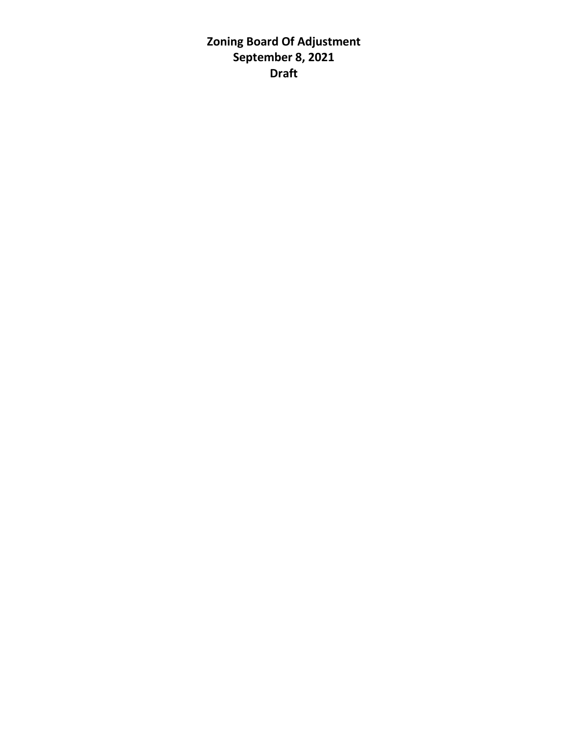**Zoning Board Of Adjustment**
**September 8, 2021**
**Draft**